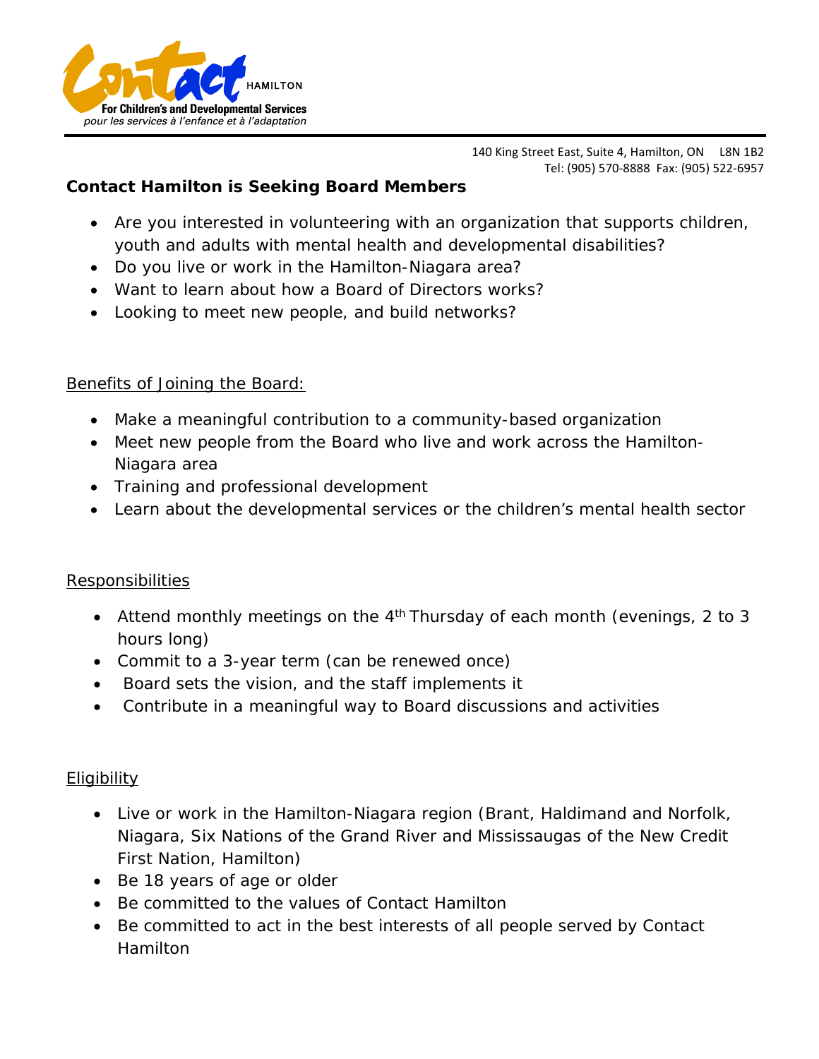Contact HAMILTON

For Children's and Developmental Services

*pour les services à l'enfance et à l'adaptation*

140 King Street East, Suite 4, Hamilton, ON L8N 1B2
Tel: (905) 570-8888 Fax: (905) 522-6957

**Contact Hamilton is Seeking Board Members**

- Are you interested in volunteering with an organization that supports children, youth and adults with mental health and developmental disabilities?
- Do you live or work in the Hamilton-Niagara area?
- Want to learn about how a Board of Directors works?
- Looking to meet new people, and build networks?

Benefits of Joining the Board:

- Make a meaningful contribution to a community-based organization
- Meet new people from the Board who live and work across the Hamilton-Niagara area
- Training and professional development
- Learn about the developmental services or the children's mental health sector

Responsibilities

- Attend monthly meetings on the 4th Thursday of each month (evenings, 2 to 3 hours long)
- Commit to a 3-year term (can be renewed once)
- Board sets the vision, and the staff implements it
- Contribute in a meaningful way to Board discussions and activities

Eligibility

- Live or work in the Hamilton-Niagara region (Brant, Haldimand and Norfolk, Niagara, Six Nations of the Grand River and Mississaugas of the New Credit First Nation, Hamilton)
- Be 18 years of age or older
- Be committed to the values of Contact Hamilton
- Be committed to act in the best interests of all people served by Contact Hamilton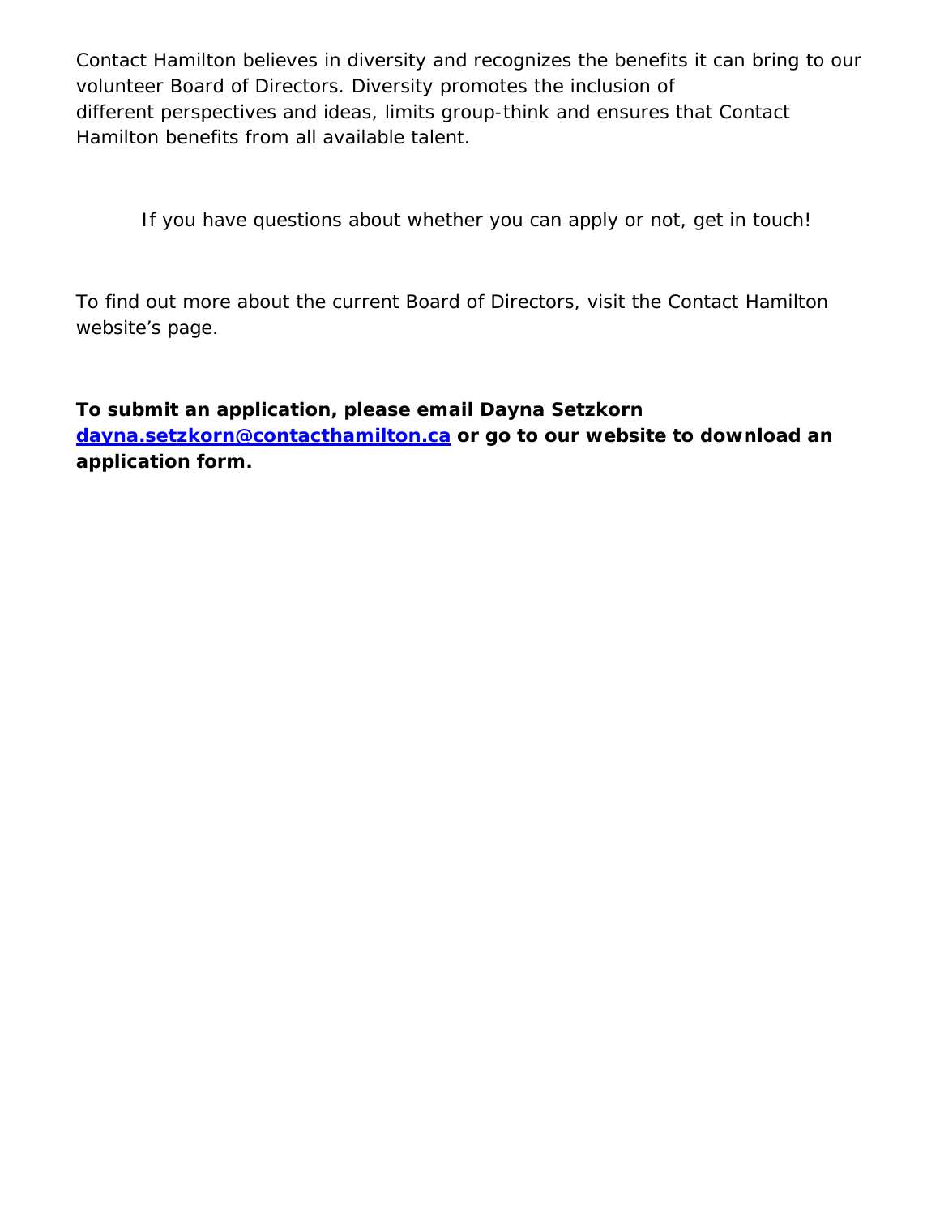Contact Hamilton believes in diversity and recognizes the benefits it can bring to our volunteer Board of Directors. Diversity promotes the inclusion of different perspectives and ideas, limits group-think and ensures that Contact Hamilton benefits from all available talent.

If you have questions about whether you can apply or not, get in touch!

To find out more about the current Board of Directors, visit the Contact Hamilton website's page.

**To submit an application, please email Dayna Setzkorn dayna.setzkorn@contacthamilton.ca or go to our website to download an application form.**